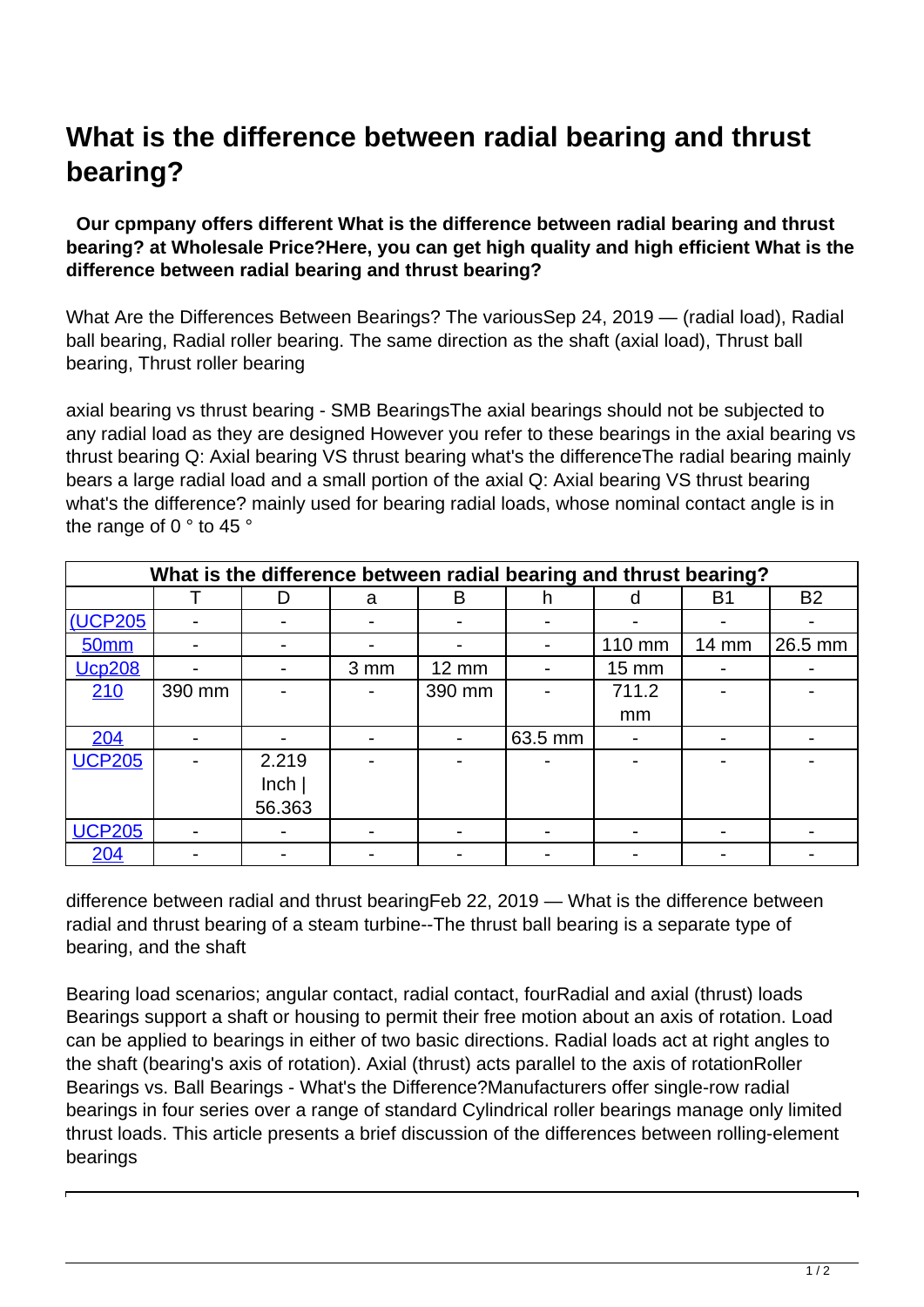# What is the difference between radial bearing and thrust bearing?

**Our cpmpany offers different What is the difference between radial bearing and thrust bearing? at Wholesale Price?Here, you can get high quality and high efficient What is the difference between radial bearing and thrust bearing?**

What Are the Differences Between Bearings? The variousSep 24, 2019 — (radial load), Radial ball bearing, Radial roller bearing. The same direction as the shaft (axial load), Thrust ball bearing, Thrust roller bearing

axial bearing vs thrust bearing - SMB BearingsThe axial bearings should not be subjected to any radial load as they are designed However you refer to these bearings in the axial bearing vs thrust bearing Q: Axial bearing VS thrust bearing what's the differenceThe radial bearing mainly bears a large radial load and a small portion of the axial Q: Axial bearing VS thrust bearing what's the difference? mainly used for bearing radial loads, whose nominal contact angle is in the range of 0 ° to 45 °

| What is the difference between radial bearing and thrust bearing? | | | | | | | | |
|---|---|---|---|---|---|---|---|---|
| | T | D | a | B | h | d | B1 | B2 |
| (UCP205 | - | - | - | - | - | - | - | - |
| 50mm | - | - | - | - | - | 110 mm | 14 mm | 26.5 mm |
| Ucp208 | - | - | 3 mm | 12 mm | - | 15 mm | - | - |
| 210 | 390 mm | - | - | 390 mm | - | 711.2 mm | - | - |
| 204 | - | - | - | - | 63.5 mm | - | - | - |
| UCP205 | - | 2.219 Inch \| 56.363 | - | - | - | - | - | - |
| UCP205 | - | - | - | - | - | - | - | - |
| 204 | - | - | - | - | - | - | - | - |

difference between radial and thrust bearingFeb 22, 2019 — What is the difference between radial and thrust bearing of a steam turbine--The thrust ball bearing is a separate type of bearing, and the shaft

Bearing load scenarios; angular contact, radial contact, fourRadial and axial (thrust) loads Bearings support a shaft or housing to permit their free motion about an axis of rotation. Load can be applied to bearings in either of two basic directions. Radial loads act at right angles to the shaft (bearing's axis of rotation). Axial (thrust) acts parallel to the axis of rotationRoller Bearings vs. Ball Bearings - What's the Difference?Manufacturers offer single-row radial bearings in four series over a range of standard Cylindrical roller bearings manage only limited thrust loads. This article presents a brief discussion of the differences between rolling-element bearings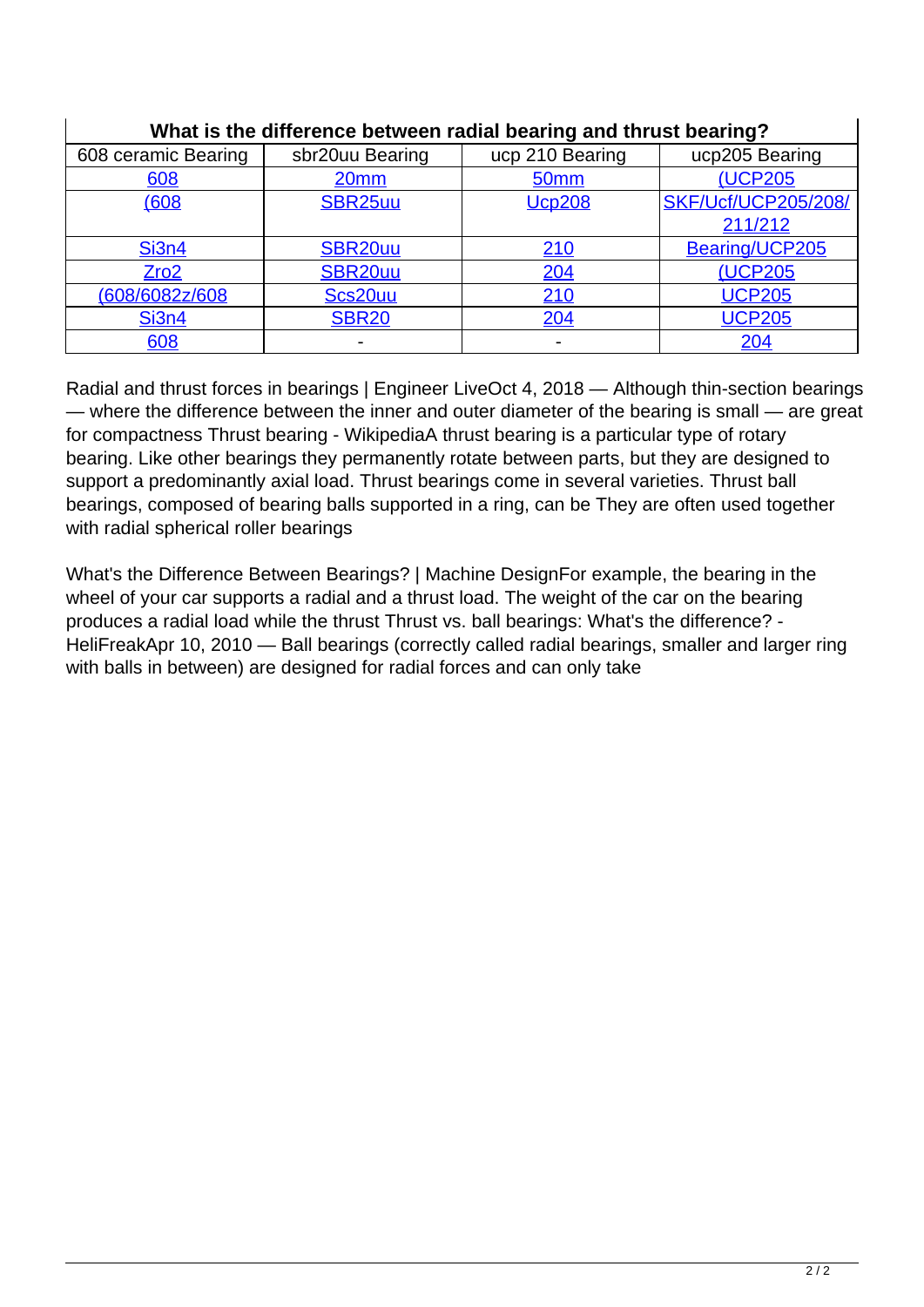**What is the difference between radial bearing and thrust bearing?**

| 608 ceramic Bearing | sbr20uu Bearing | ucp 210 Bearing | ucp205 Bearing |
|---|---|---|---|
| 608 | 20mm | 50mm | (UCP205 |
| (608 | SBR25uu | Ucp208 | SKF/Ucf/UCP205/208/211/212 |
| Si3n4 | SBR20uu | 210 | Bearing/UCP205 |
| Zro2 | SBR20uu | 204 | (UCP205 |
| (608/6082z/608 | Scs20uu | 210 | UCP205 |
| Si3n4 | SBR20 | 204 | UCP205 |
| 608 | - | - | 204 |

Radial and thrust forces in bearings | Engineer LiveOct 4, 2018 — Although thin-section bearings — where the difference between the inner and outer diameter of the bearing is small — are great for compactness Thrust bearing - WikipediaA thrust bearing is a particular type of rotary bearing. Like other bearings they permanently rotate between parts, but they are designed to support a predominantly axial load. Thrust bearings come in several varieties. Thrust ball bearings, composed of bearing balls supported in a ring, can be They are often used together with radial spherical roller bearings

What's the Difference Between Bearings? | Machine DesignFor example, the bearing in the wheel of your car supports a radial and a thrust load. The weight of the car on the bearing produces a radial load while the thrust Thrust vs. ball bearings: What's the difference? - HeliFreakApr 10, 2010 — Ball bearings (correctly called radial bearings, smaller and larger ring with balls in between) are designed for radial forces and can only take